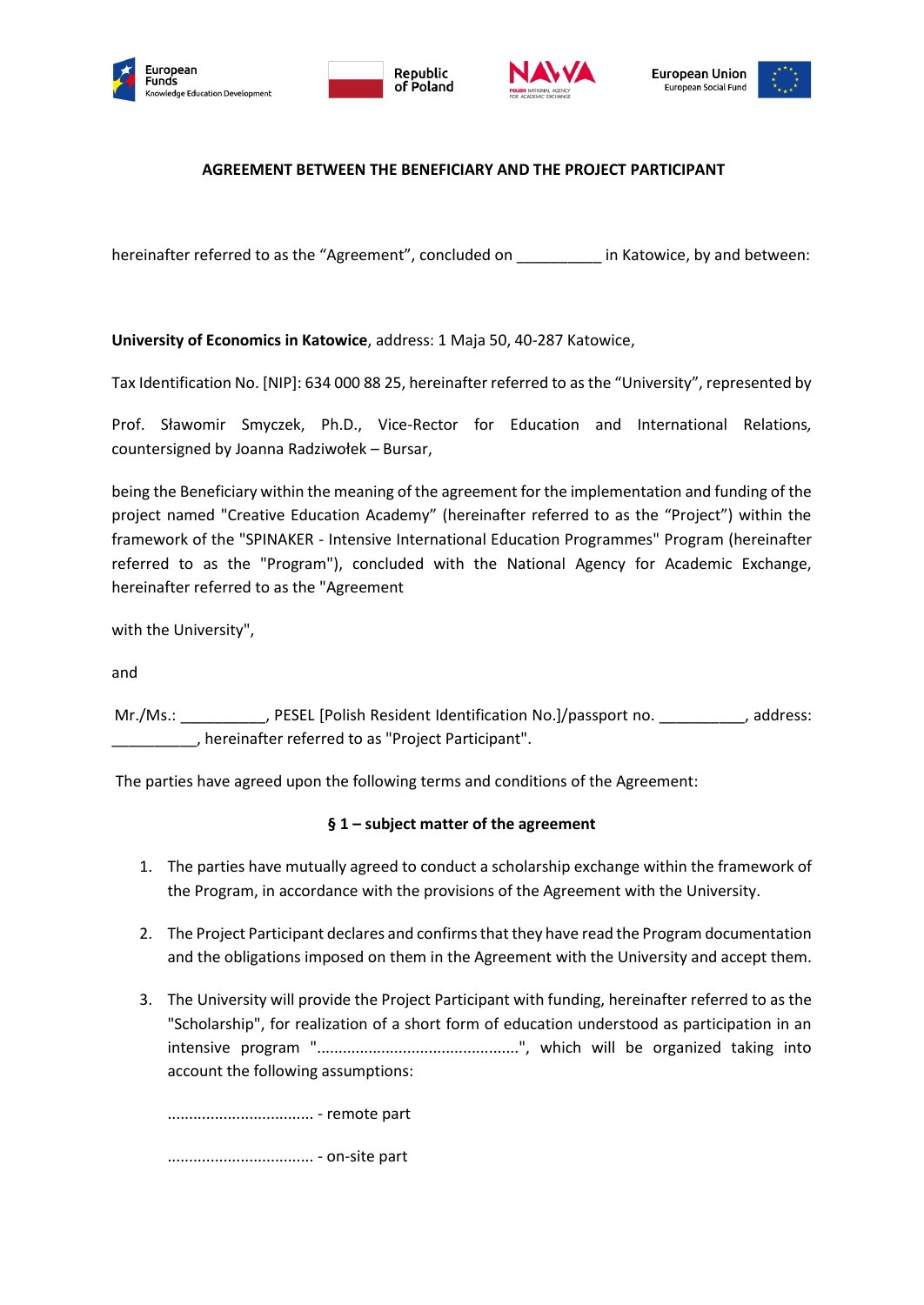**AGREEMENT BETWEEN THE BENEFICIARY AND THE PROJECT PARTICIPANT**

hereinafter referred to as the "Agreement", concluded on __________ in Katowice, by and between:

**University of Economics in Katowice**, address: 1 Maja 50, 40-287 Katowice,

Tax Identification No. [NIP]: 634 000 88 25, hereinafter referred to as the "University", represented by

Prof. Sławomir Smyczek, Ph.D., Vice-Rector for Education and International Relations, countersigned by Joanna Radziwołek – Bursar,

being the Beneficiary within the meaning of the agreement for the implementation and funding of the project named "Creative Education Academy" (hereinafter referred to as the "Project") within the framework of the "SPINAKER - Intensive International Education Programmes" Program (hereinafter referred to as the "Program"), concluded with the National Agency for Academic Exchange, hereinafter referred to as the "Agreement

with the University",

and

Mr./Ms.: __________, PESEL [Polish Resident Identification No.]/passport no. __________, address: __________, hereinafter referred to as "Project Participant".

The parties have agreed upon the following terms and conditions of the Agreement:

**§ 1 – subject matter of the agreement**

1. The parties have mutually agreed to conduct a scholarship exchange within the framework of the Program, in accordance with the provisions of the Agreement with the University.
2. The Project Participant declares and confirms that they have read the Program documentation and the obligations imposed on them in the Agreement with the University and accept them.
3. The University will provide the Project Participant with funding, hereinafter referred to as the "Scholarship", for realization of a short form of education understood as participation in an intensive program "..............................................", which will be organized taking into account the following assumptions:

   ................................. - remote part

   ................................. - on-site part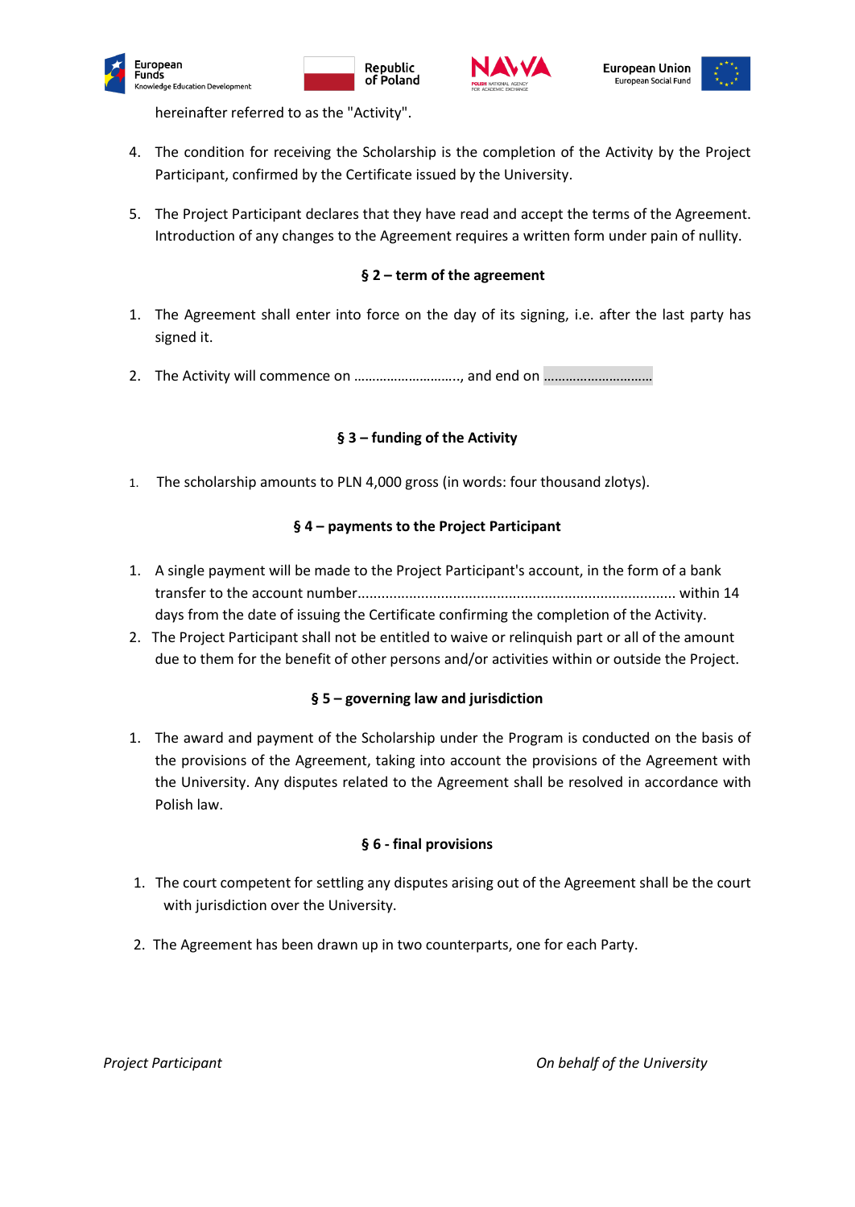hereinafter referred to as the "Activity".

4. The condition for receiving the Scholarship is the completion of the Activity by the Project Participant, confirmed by the Certificate issued by the University.

5. The Project Participant declares that they have read and accept the terms of the Agreement. Introduction of any changes to the Agreement requires a written form under pain of nullity.

**§ 2 – term of the agreement**

1. The Agreement shall enter into force on the day of its signing, i.e. after the last party has signed it.

2. The Activity will commence on ……………………….., and end on …………………………

**§ 3 – funding of the Activity**

1. The scholarship amounts to PLN 4,000 gross (in words: four thousand zlotys).

**§ 4 – payments to the Project Participant**

1. A single payment will be made to the Project Participant's account, in the form of a bank transfer to the account number……………………………………………………………………… within 14 days from the date of issuing the Certificate confirming the completion of the Activity.
2. The Project Participant shall not be entitled to waive or relinquish part or all of the amount due to them for the benefit of other persons and/or activities within or outside the Project.

**§ 5 – governing law and jurisdiction**

1. The award and payment of the Scholarship under the Program is conducted on the basis of the provisions of the Agreement, taking into account the provisions of the Agreement with the University. Any disputes related to the Agreement shall be resolved in accordance with Polish law.

**§ 6 - final provisions**

1. The court competent for settling any disputes arising out of the Agreement shall be the court with jurisdiction over the University.

2. The Agreement has been drawn up in two counterparts, one for each Party.

*Project Participant* *On behalf of the University*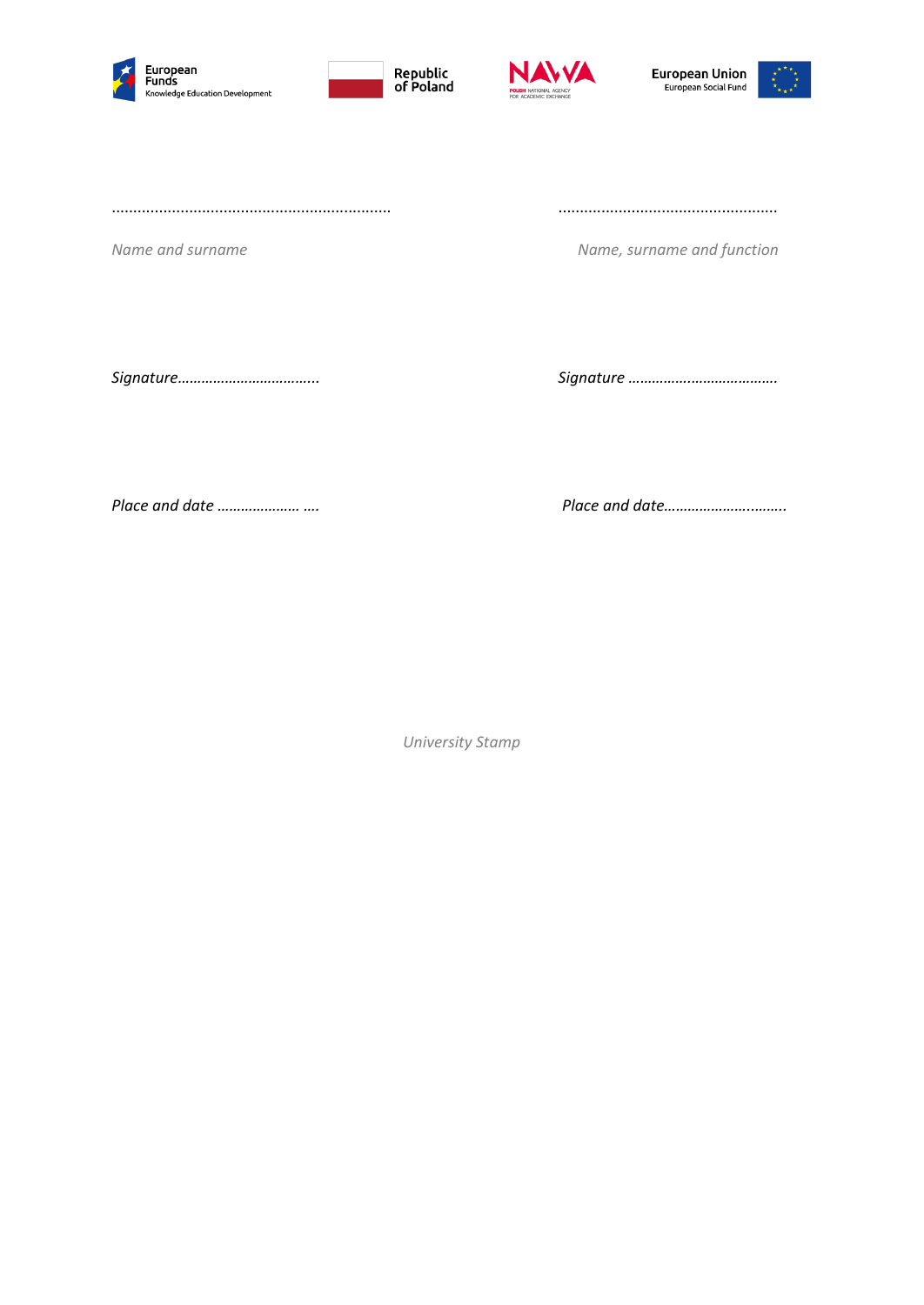………………………………………………………………… ……………………………………………………

*Name and surname* *Name, surname and function*

*Signature……………………………..* *Signature ………………………………..*

*Place and date ………………… ….* *Place and date………………….……..*

*University Stamp*